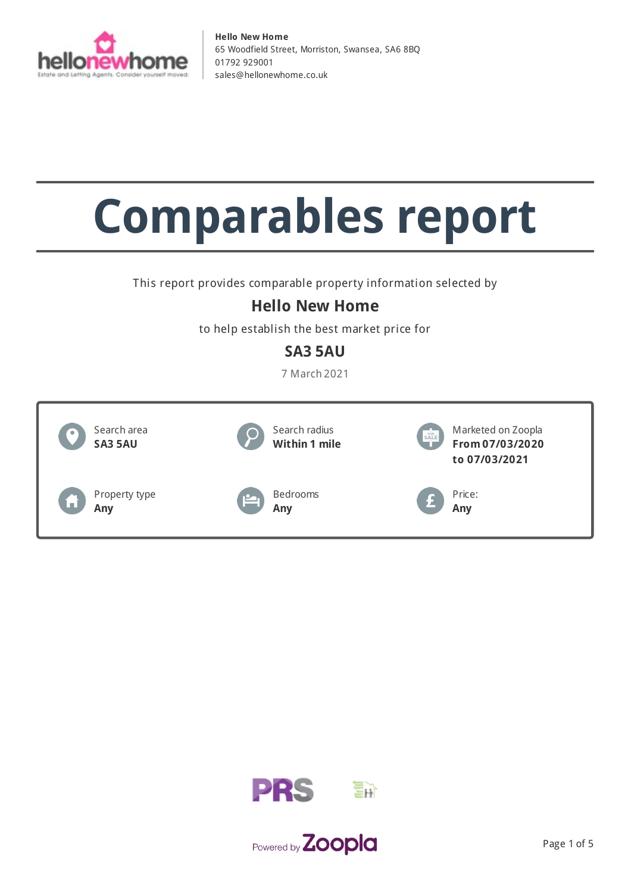**Hello New Home**
65 Woodfield Street, Morriston, Swansea, SA6 8BQ
01792 929001
sales@hellonewhome.co.uk

# Comparables report

This report provides comparable property information selected by

**Hello New Home**

to help establish the best market price for

**SA3 5AU**

7 March 2021

| | | |
|---|---|---|
| Search area<br>**SA3 5AU** | Search radius<br>**Within 1 mile** | Marketed on Zoopla<br>**From 07/03/2020 to 07/03/2021** |
| Property type<br>**Any** | Bedrooms<br>**Any** | Price:<br>**Any** |

Powered by Zoopla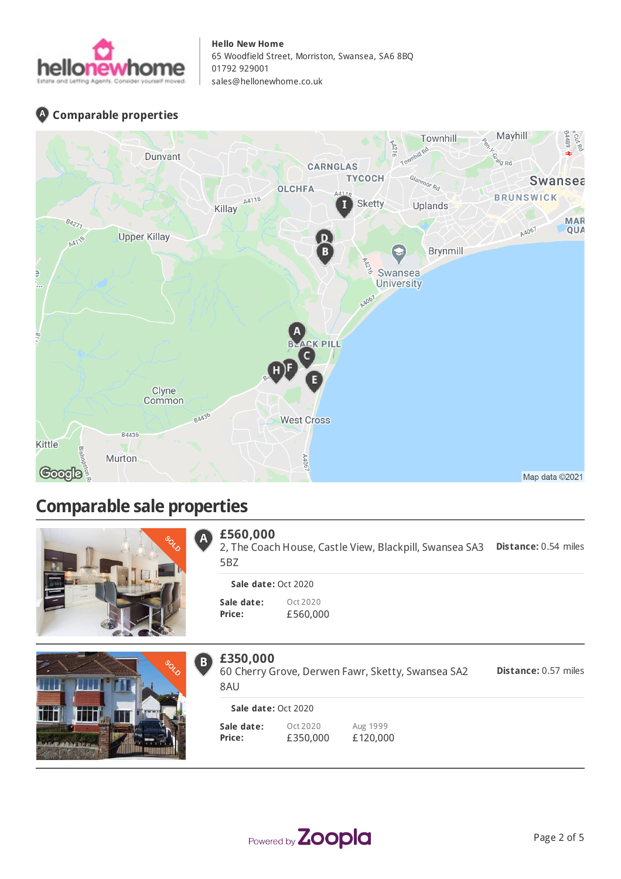**Hello New Home**
65 Woodfield Street, Morriston, Swansea, SA6 8BQ
01792 929001
sales@hellonewhome.co.uk

### Comparable properties

## Comparable sale properties

### A — £560,000

2, The Coach House, Castle View, Blackpill, Swansea SA3 5BZ

**Distance:** 0.54 miles

**Sale date:** Oct 2020

| | |
|---|---|
| **Sale date:** | Oct 2020 |
| **Price:** | £560,000 |

### B — £350,000

60 Cherry Grove, Derwen Fawr, Sketty, Swansea SA2 8AU

**Distance:** 0.57 miles

**Sale date:** Oct 2020

| | | |
|---|---|---|
| **Sale date:** | Oct 2020 | Aug 1999 |
| **Price:** | £350,000 | £120,000 |

Powered by Zoopla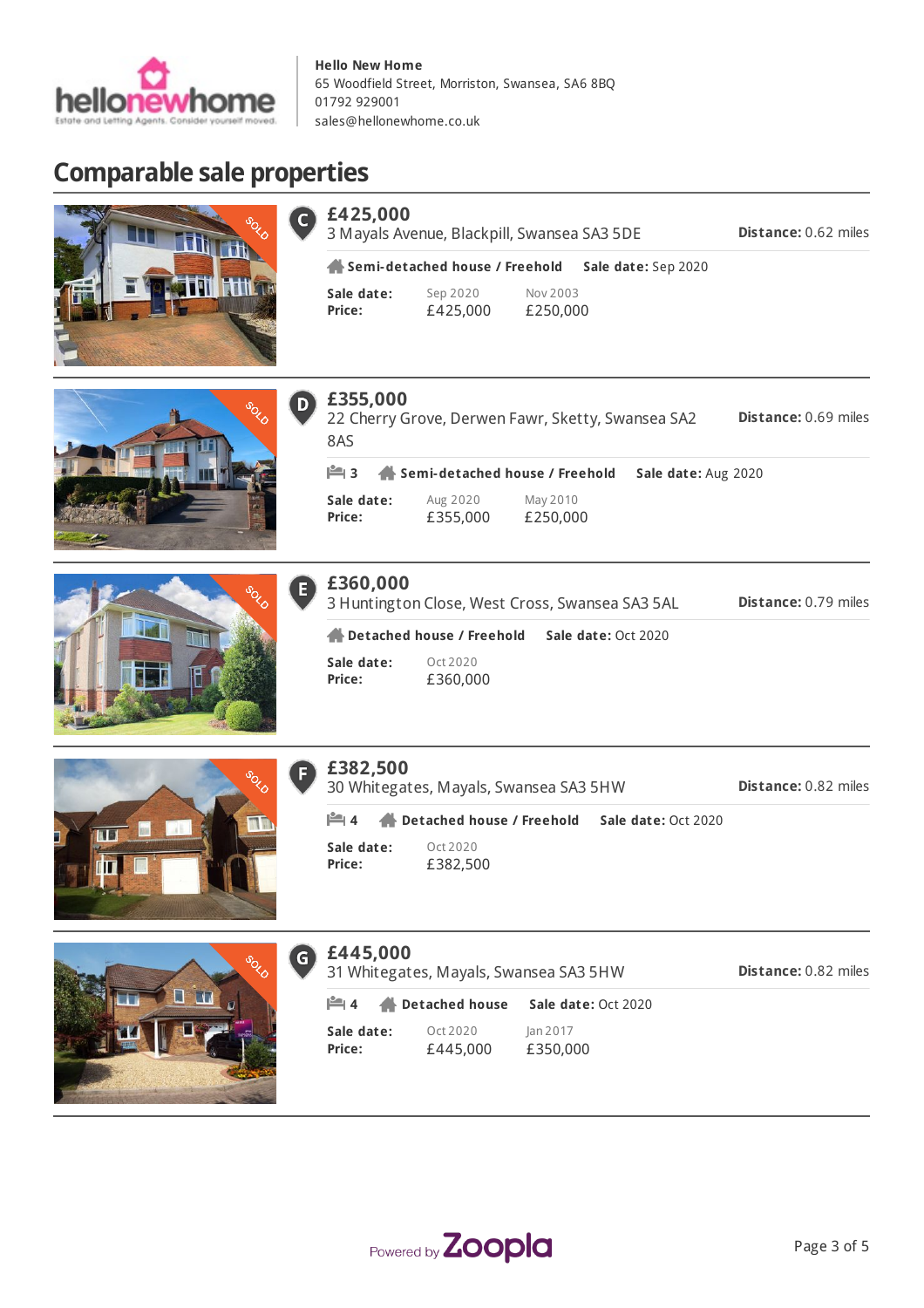**Hello New Home**
65 Woodfield Street, Morriston, Swansea, SA6 8BQ
01792 929001
sales@hellonewhome.co.uk

# Comparable sale properties

## C — £425,000

3 Mayals Avenue, Blackpill, Swansea SA3 5DE

**Distance:** 0.62 miles

**Semi-detached house / Freehold** **Sale date:** Sep 2020

| **Sale date:** | Sep 2020 | Nov 2003 |
|---|---|---|
| **Price:** | £425,000 | £250,000 |

## D — £355,000

22 Cherry Grove, Derwen Fawr, Sketty, Swansea SA2 8AS

**Distance:** 0.69 miles

3 **Semi-detached house / Freehold** **Sale date:** Aug 2020

| **Sale date:** | Aug 2020 | May 2010 |
|---|---|---|
| **Price:** | £355,000 | £250,000 |

## E — £360,000

3 Huntington Close, West Cross, Swansea SA3 5AL

**Distance:** 0.79 miles

**Detached house / Freehold** **Sale date:** Oct 2020

| **Sale date:** | Oct 2020 |
|---|---|
| **Price:** | £360,000 |

## F — £382,500

30 Whitegates, Mayals, Swansea SA3 5HW

**Distance:** 0.82 miles

4 **Detached house / Freehold** **Sale date:** Oct 2020

| **Sale date:** | Oct 2020 |
|---|---|
| **Price:** | £382,500 |

## G — £445,000

31 Whitegates, Mayals, Swansea SA3 5HW

**Distance:** 0.82 miles

4 **Detached house** **Sale date:** Oct 2020

| **Sale date:** | Oct 2020 | Jan 2017 |
|---|---|---|
| **Price:** | £445,000 | £350,000 |

Powered by Zoopla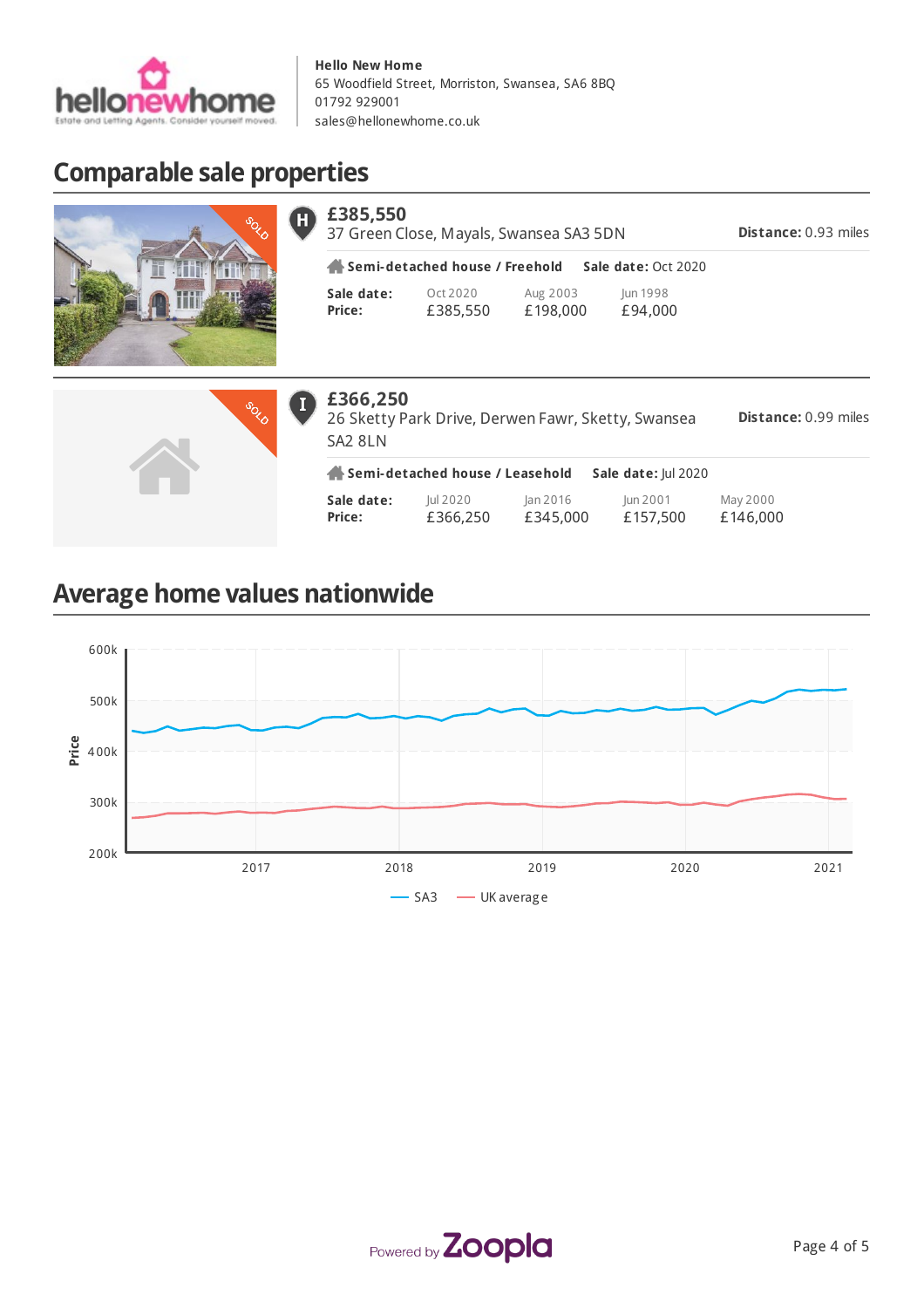**Hello New Home**
65 Woodfield Street, Morriston, Swansea, SA6 8BQ
01792 929001
sales@hellonewhome.co.uk

## Comparable sale properties

**H**

### £385,550

37 Green Close, Mayals, Swansea SA3 5DN

**Distance:** 0.93 miles

**Semi-detached house / Freehold** **Sale date:** Oct 2020

| **Sale date:** | Oct 2020 | Aug 2003 | Jun 1998 |
|---|---|---|---|
| **Price:** | £385,550 | £198,000 | £94,000 |

**I**

### £366,250

26 Sketty Park Drive, Derwen Fawr, Sketty, Swansea SA2 8LN

**Distance:** 0.99 miles

**Semi-detached house / Leasehold** **Sale date:** Jul 2020

| **Sale date:** | Jul 2020 | Jan 2016 | Jun 2001 | May 2000 |
|---|---|---|---|---|
| **Price:** | £366,250 | £345,000 | £157,500 | £146,000 |

## Average home values nationwide

Price: 600k, 500k, 400k, 300k, 200k

2017, 2018, 2019, 2020, 2021

SA3 — UK average

Powered by Zoopla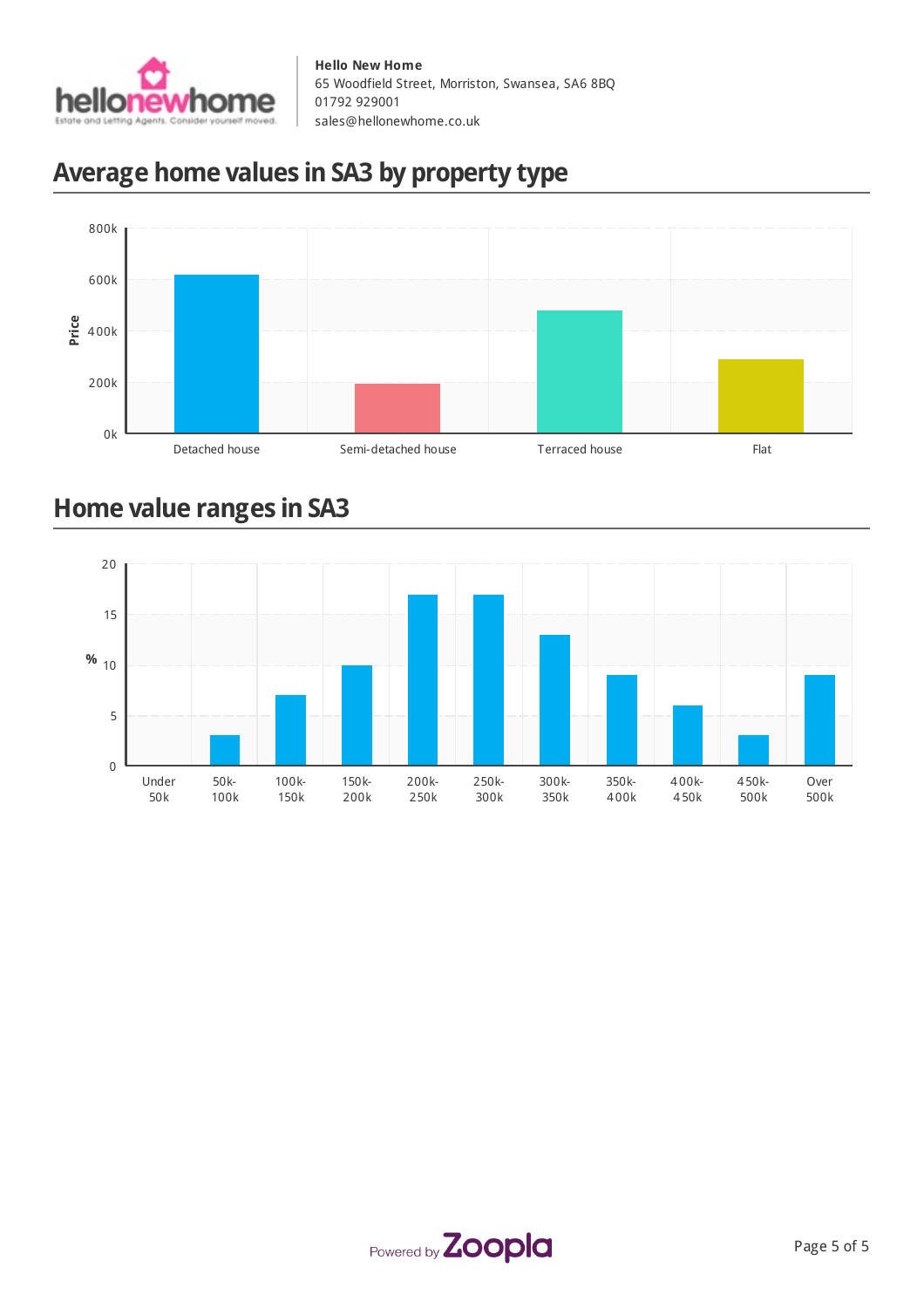Hello New Home
65 Woodfield Street, Morriston, Swansea, SA6 8BQ
01792 929001
sales@hellonewhome.co.uk

## Average home values in SA3 by property type

800k
600k
400k
200k
0k
Price

Detached house
Semi-detached house
Terraced house
Flat

## Home value ranges in SA3

20
15
10
5
0
%

Under 50k
50k-100k
100k-150k
150k-200k
200k-250k
250k-300k
300k-350k
350k-400k
400k-450k
450k-500k
Over 500k

Powered by Zoopla